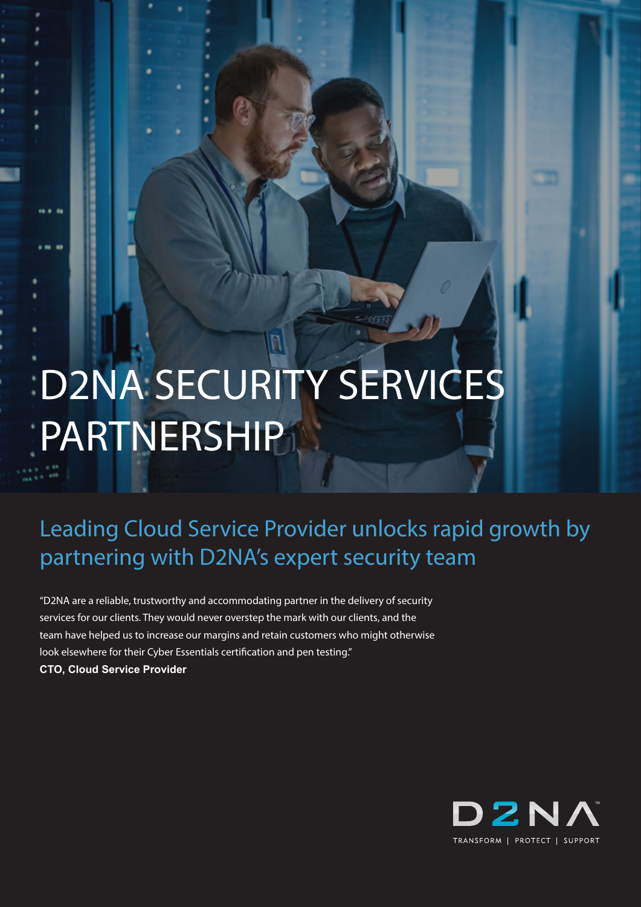# D2NA SECURITY SERVICES PARTNERSHIP

## Leading Cloud Service Provider unlocks rapid growth by partnering with D2NA's expert security team

"D2NA are a reliable, trustworthy and accommodating partner in the delivery of security services for our clients. They would never overstep the mark with our clients, and the team have helped us to increase our margins and retain customers who might otherwise look elsewhere for their Cyber Essentials certification and pen testing."

**CTO, Cloud Service Provider**

D2NA™

TRANSFORM | PROTECT | SUPPORT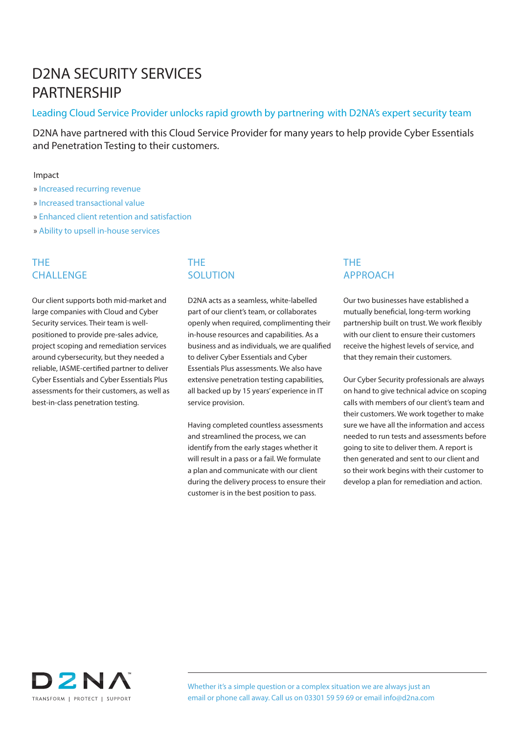# D2NA SECURITY SERVICES PARTNERSHIP

## Leading Cloud Service Provider unlocks rapid growth by partnering with D2NA's expert security team

D2NA have partnered with this Cloud Service Provider for many years to help provide Cyber Essentials and Penetration Testing to their customers.

Impact

» Increased recurring revenue

» Increased transactional value

» Enhanced client retention and satisfaction

» Ability to upsell in-house services

## THE CHALLENGE

Our client supports both mid-market and large companies with Cloud and Cyber Security services. Their team is well-positioned to provide pre-sales advice, project scoping and remediation services around cybersecurity, but they needed a reliable, IASME-certified partner to deliver Cyber Essentials and Cyber Essentials Plus assessments for their customers, as well as best-in-class penetration testing.

## THE SOLUTION

D2NA acts as a seamless, white-labelled part of our client's team, or collaborates openly when required, complimenting their in-house resources and capabilities. As a business and as individuals, we are qualified to deliver Cyber Essentials and Cyber Essentials Plus assessments. We also have extensive penetration testing capabilities, all backed up by 15 years' experience in IT service provision.

Having completed countless assessments and streamlined the process, we can identify from the early stages whether it will result in a pass or a fail. We formulate a plan and communicate with our client during the delivery process to ensure their customer is in the best position to pass.

## THE APPROACH

Our two businesses have established a mutually beneficial, long-term working partnership built on trust. We work flexibly with our client to ensure their customers receive the highest levels of service, and that they remain their customers.

Our Cyber Security professionals are always on hand to give technical advice on scoping calls with members of our client's team and their customers. We work together to make sure we have all the information and access needed to run tests and assessments before going to site to deliver them. A report is then generated and sent to our client and so their work begins with their customer to develop a plan for remediation and action.

D2NA

TRANSFORM | PROTECT | SUPPORT

Whether it's a simple question or a complex situation we are always just an email or phone call away. Call us on 03301 59 59 69 or email info@d2na.com